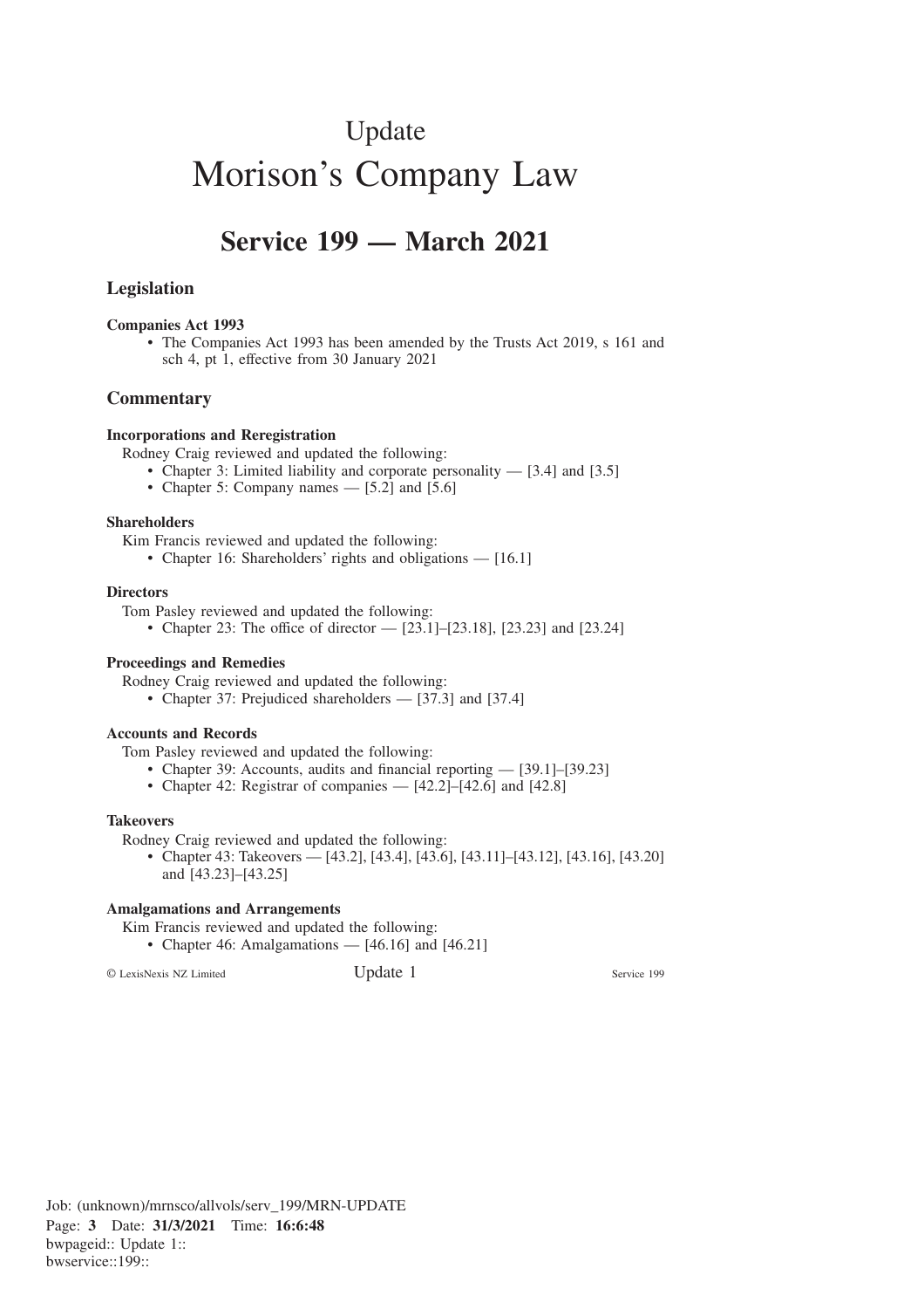# Update

# Morison's Company Law

## Service 199 — March 2021

### Legislation

**Companies Act 1993**

- The Companies Act 1993 has been amended by the Trusts Act 2019, s 161 and sch 4, pt 1, effective from 30 January 2021

### Commentary

**Incorporations and Reregistration**

Rodney Craig reviewed and updated the following:

- Chapter 3: Limited liability and corporate personality — [3.4] and [3.5]
- Chapter 5: Company names — [5.2] and [5.6]

**Shareholders**

Kim Francis reviewed and updated the following:

- Chapter 16: Shareholders' rights and obligations — [16.1]

**Directors**

Tom Pasley reviewed and updated the following:

- Chapter 23: The office of director — [23.1]–[23.18], [23.23] and [23.24]

**Proceedings and Remedies**

Rodney Craig reviewed and updated the following:

- Chapter 37: Prejudiced shareholders — [37.3] and [37.4]

**Accounts and Records**

Tom Pasley reviewed and updated the following:

- Chapter 39: Accounts, audits and financial reporting — [39.1]–[39.23]
- Chapter 42: Registrar of companies — [42.2]–[42.6] and [42.8]

**Takeovers**

Rodney Craig reviewed and updated the following:

- Chapter 43: Takeovers — [43.2], [43.4], [43.6], [43.11]–[43.12], [43.16], [43.20] and [43.23]–[43.25]

**Amalgamations and Arrangements**

Kim Francis reviewed and updated the following:

- Chapter 46: Amalgamations — [46.16] and [46.21]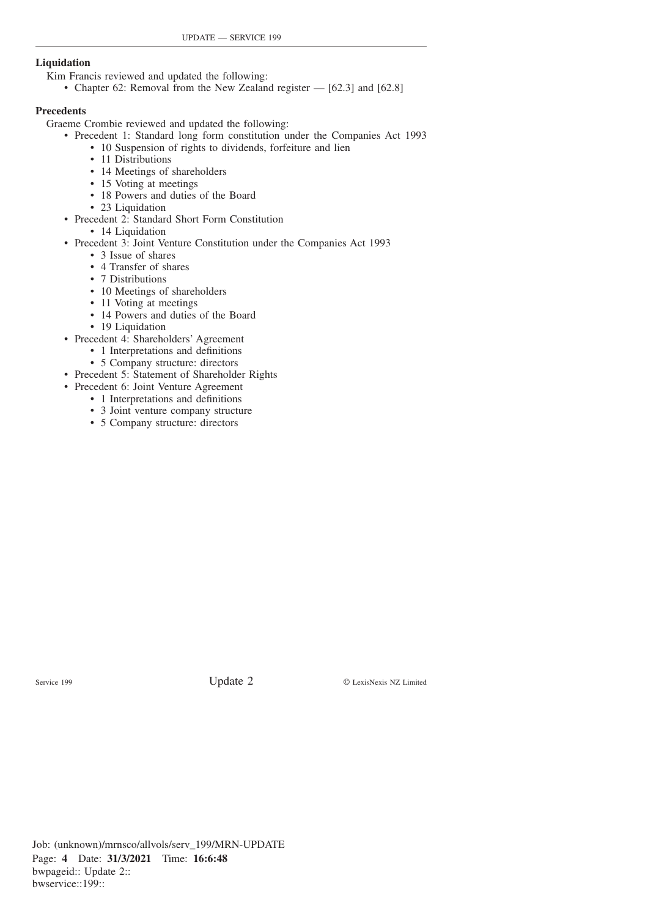**Liquidation**

Kim Francis reviewed and updated the following:

- Chapter 62: Removal from the New Zealand register — [62.3] and [62.8]

**Precedents**

Graeme Crombie reviewed and updated the following:

- Precedent 1: Standard long form constitution under the Companies Act 1993
  - 10 Suspension of rights to dividends, forfeiture and lien
  - 11 Distributions
  - 14 Meetings of shareholders
  - 15 Voting at meetings
  - 18 Powers and duties of the Board
  - 23 Liquidation
- Precedent 2: Standard Short Form Constitution
  - 14 Liquidation
- Precedent 3: Joint Venture Constitution under the Companies Act 1993
  - 3 Issue of shares
  - 4 Transfer of shares
  - 7 Distributions
  - 10 Meetings of shareholders
  - 11 Voting at meetings
  - 14 Powers and duties of the Board
  - 19 Liquidation
- Precedent 4: Shareholders' Agreement
  - 1 Interpretations and definitions
  - 5 Company structure: directors
- Precedent 5: Statement of Shareholder Rights
- Precedent 6: Joint Venture Agreement
  - 1 Interpretations and definitions
  - 3 Joint venture company structure
  - 5 Company structure: directors